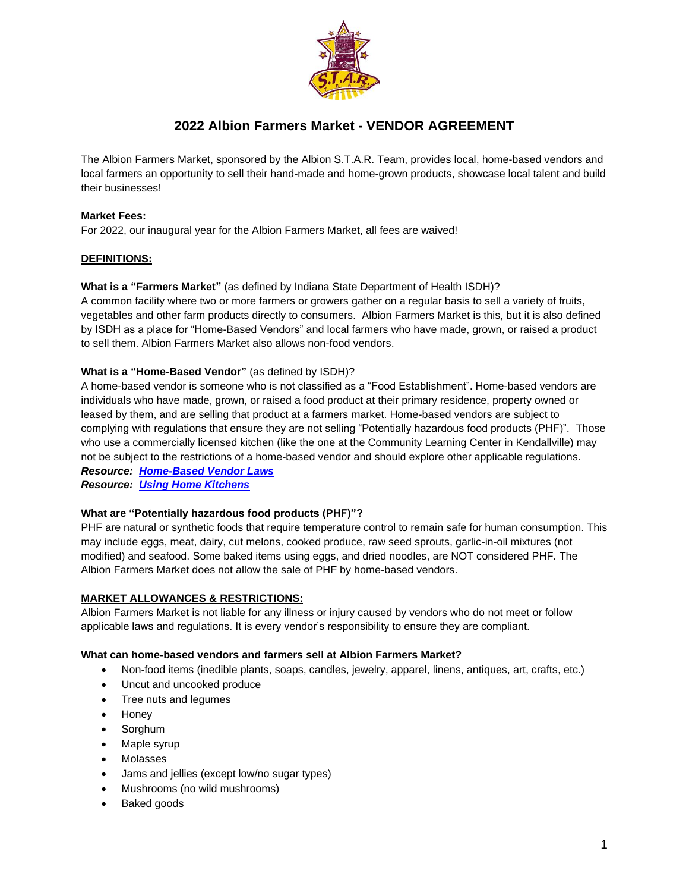# 2022 Albion Farmers Market - VENDOR AGREEMENT

The Albion Farmers Market, sponsored by the Albion S.T.A.R. Team, provides local, home-based vendors and local farmers an opportunity to sell their hand-made and home-grown products, showcase local talent and build their businesses!

**Market Fees:**
For 2022, our inaugural year for the Albion Farmers Market, all fees are waived!

**DEFINITIONS:**

**What is a "Farmers Market"** (as defined by Indiana State Department of Health ISDH)?
A common facility where two or more farmers or growers gather on a regular basis to sell a variety of fruits, vegetables and other farm products directly to consumers. Albion Farmers Market is this, but it is also defined by ISDH as a place for "Home-Based Vendors" and local farmers who have made, grown, or raised a product to sell them. Albion Farmers Market also allows non-food vendors.

**What is a "Home-Based Vendor"** (as defined by ISDH)?
A home-based vendor is someone who is not classified as a "Food Establishment". Home-based vendors are individuals who have made, grown, or raised a food product at their primary residence, property owned or leased by them, and are selling that product at a farmers market. Home-based vendors are subject to complying with regulations that ensure they are not selling "Potentially hazardous food products (PHF)". Those who use a commercially licensed kitchen (like the one at the Community Learning Center in Kendallville) may not be subject to the restrictions of a home-based vendor and should explore other applicable regulations.
***Resource:* *Home-Based Vendor Laws***
***Resource:* *Using Home Kitchens***

**What are "Potentially hazardous food products (PHF)"?**
PHF are natural or synthetic foods that require temperature control to remain safe for human consumption. This may include eggs, meat, dairy, cut melons, cooked produce, raw seed sprouts, garlic-in-oil mixtures (not modified) and seafood. Some baked items using eggs, and dried noodles, are NOT considered PHF. The Albion Farmers Market does not allow the sale of PHF by home-based vendors.

**MARKET ALLOWANCES & RESTRICTIONS:**
Albion Farmers Market is not liable for any illness or injury caused by vendors who do not meet or follow applicable laws and regulations. It is every vendor's responsibility to ensure they are compliant.

**What can home-based vendors and farmers sell at Albion Farmers Market?**

- Non-food items (inedible plants, soaps, candles, jewelry, apparel, linens, antiques, art, crafts, etc.)
- Uncut and uncooked produce
- Tree nuts and legumes
- Honey
- Sorghum
- Maple syrup
- Molasses
- Jams and jellies (except low/no sugar types)
- Mushrooms (no wild mushrooms)
- Baked goods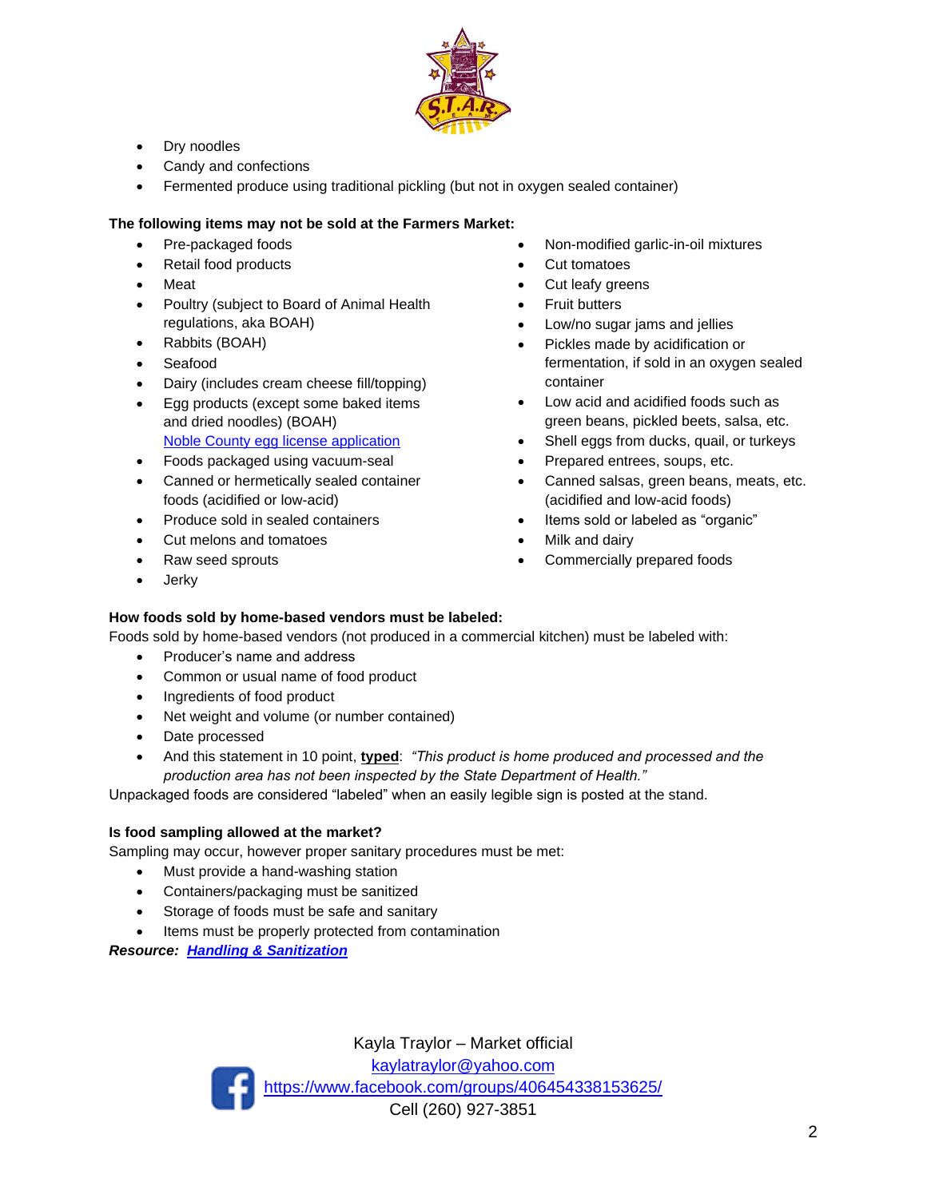- Dry noodles
- Candy and confections
- Fermented produce using traditional pickling (but not in oxygen sealed container)

**The following items may not be sold at the Farmers Market:**

- Pre-packaged foods
- Retail food products
- Meat
- Poultry (subject to Board of Animal Health regulations, aka BOAH)
- Rabbits (BOAH)
- Seafood
- Dairy (includes cream cheese fill/topping)
- Egg products (except some baked items and dried noodles) (BOAH)
  [Noble County egg license application]()
- Foods packaged using vacuum-seal
- Canned or hermetically sealed container foods (acidified or low-acid)
- Produce sold in sealed containers
- Cut melons and tomatoes
- Raw seed sprouts
- Jerky
- Non-modified garlic-in-oil mixtures
- Cut tomatoes
- Cut leafy greens
- Fruit butters
- Low/no sugar jams and jellies
- Pickles made by acidification or fermentation, if sold in an oxygen sealed container
- Low acid and acidified foods such as green beans, pickled beets, salsa, etc.
- Shell eggs from ducks, quail, or turkeys
- Prepared entrees, soups, etc.
- Canned salsas, green beans, meats, etc. (acidified and low-acid foods)
- Items sold or labeled as "organic"
- Milk and dairy
- Commercially prepared foods

**How foods sold by home-based vendors must be labeled:**

Foods sold by home-based vendors (not produced in a commercial kitchen) must be labeled with:

- Producer's name and address
- Common or usual name of food product
- Ingredients of food product
- Net weight and volume (or number contained)
- Date processed
- And this statement in 10 point, **typed**: *"This product is home produced and processed and the production area has not been inspected by the State Department of Health."*

Unpackaged foods are considered "labeled" when an easily legible sign is posted at the stand.

**Is food sampling allowed at the market?**

Sampling may occur, however proper sanitary procedures must be met:

- Must provide a hand-washing station
- Containers/packaging must be sanitized
- Storage of foods must be safe and sanitary
- Items must be properly protected from contamination

***Resource:*** ***[Handling & Sanitization]()***

Kayla Traylor – Market official
kaylatraylor@yahoo.com
https://www.facebook.com/groups/406454338153625/
Cell (260) 927-3851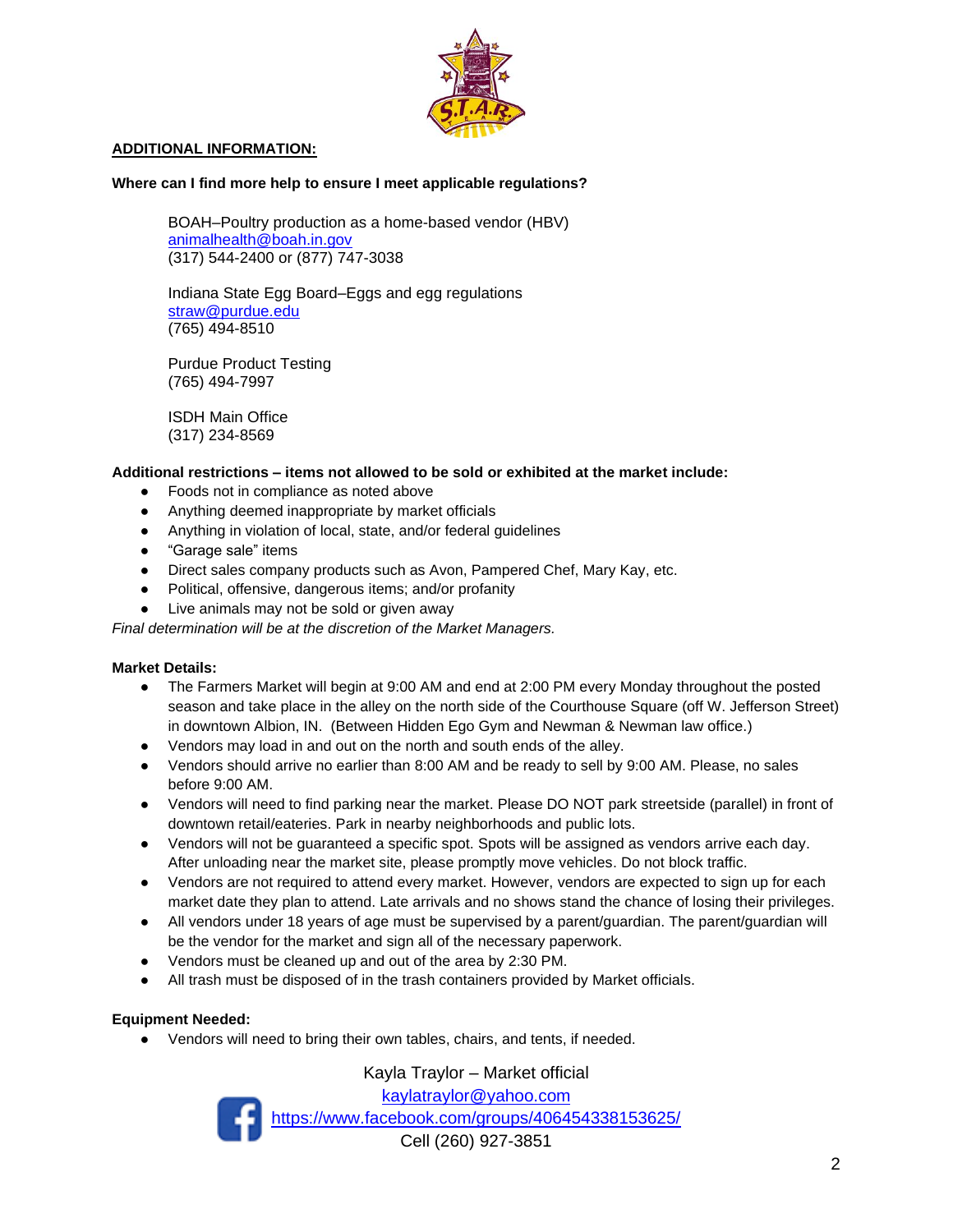**ADDITIONAL INFORMATION:**

**Where can I find more help to ensure I meet applicable regulations?**

BOAH–Poultry production as a home-based vendor (HBV)
animalhealth@boah.in.gov
(317) 544-2400 or (877) 747-3038

Indiana State Egg Board–Eggs and egg regulations
straw@purdue.edu
(765) 494-8510

Purdue Product Testing
(765) 494-7997

ISDH Main Office
(317) 234-8569

**Additional restrictions – items not allowed to be sold or exhibited at the market include:**

- Foods not in compliance as noted above
- Anything deemed inappropriate by market officials
- Anything in violation of local, state, and/or federal guidelines
- "Garage sale" items
- Direct sales company products such as Avon, Pampered Chef, Mary Kay, etc.
- Political, offensive, dangerous items; and/or profanity
- Live animals may not be sold or given away

*Final determination will be at the discretion of the Market Managers.*

**Market Details:**

- The Farmers Market will begin at 9:00 AM and end at 2:00 PM every Monday throughout the posted season and take place in the alley on the north side of the Courthouse Square (off W. Jefferson Street) in downtown Albion, IN. (Between Hidden Ego Gym and Newman & Newman law office.)
- Vendors may load in and out on the north and south ends of the alley.
- Vendors should arrive no earlier than 8:00 AM and be ready to sell by 9:00 AM. Please, no sales before 9:00 AM.
- Vendors will need to find parking near the market. Please DO NOT park streetside (parallel) in front of downtown retail/eateries. Park in nearby neighborhoods and public lots.
- Vendors will not be guaranteed a specific spot. Spots will be assigned as vendors arrive each day. After unloading near the market site, please promptly move vehicles. Do not block traffic.
- Vendors are not required to attend every market. However, vendors are expected to sign up for each market date they plan to attend. Late arrivals and no shows stand the chance of losing their privileges.
- All vendors under 18 years of age must be supervised by a parent/guardian. The parent/guardian will be the vendor for the market and sign all of the necessary paperwork.
- Vendors must be cleaned up and out of the area by 2:30 PM.
- All trash must be disposed of in the trash containers provided by Market officials.

**Equipment Needed:**

- Vendors will need to bring their own tables, chairs, and tents, if needed.

Kayla Traylor – Market official
kaylatraylor@yahoo.com
https://www.facebook.com/groups/406454338153625/
Cell (260) 927-3851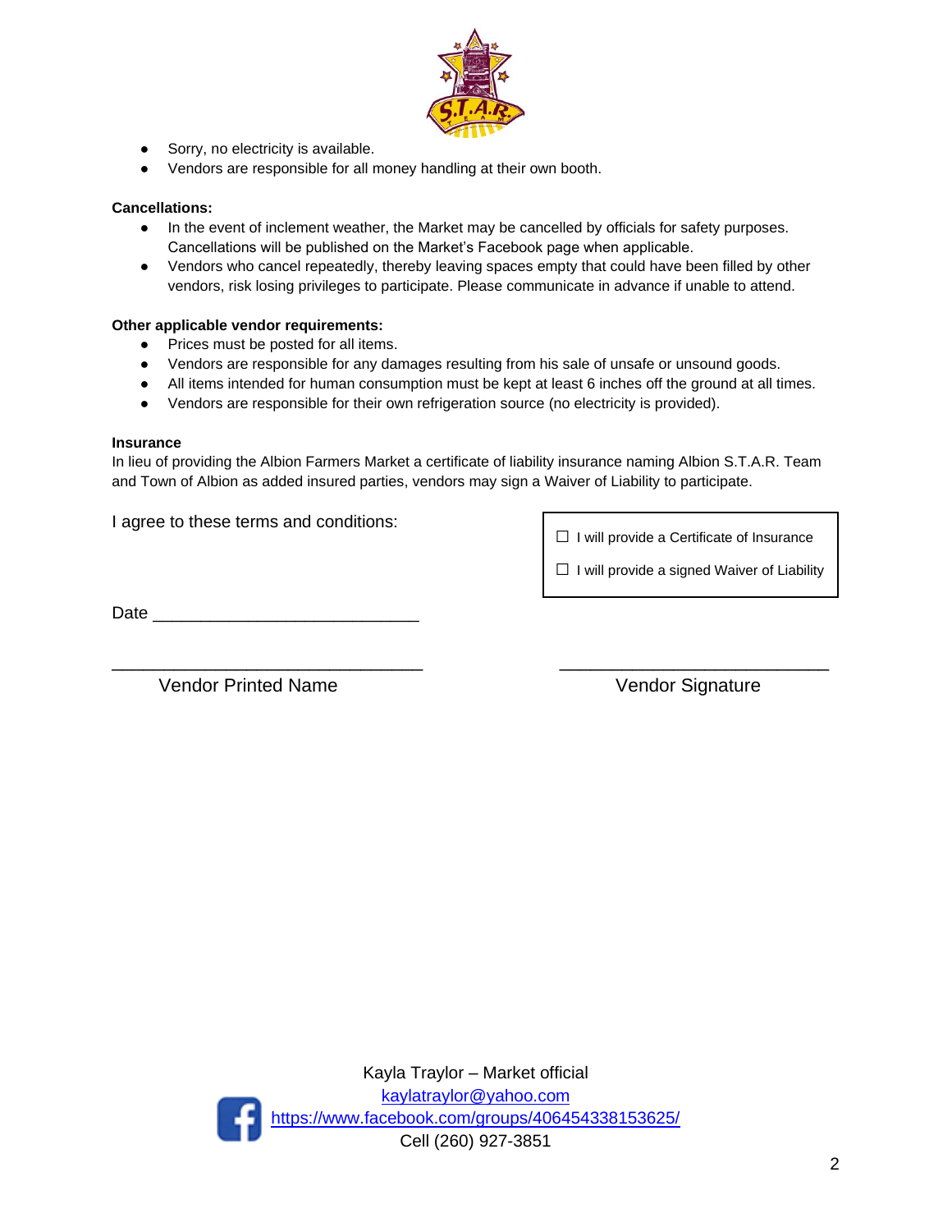- Sorry, no electricity is available.
- Vendors are responsible for all money handling at their own booth.

**Cancellations:**

- In the event of inclement weather, the Market may be cancelled by officials for safety purposes. Cancellations will be published on the Market's Facebook page when applicable.
- Vendors who cancel repeatedly, thereby leaving spaces empty that could have been filled by other vendors, risk losing privileges to participate. Please communicate in advance if unable to attend.

**Other applicable vendor requirements:**

- Prices must be posted for all items.
- Vendors are responsible for any damages resulting from his sale of unsafe or unsound goods.
- All items intended for human consumption must be kept at least 6 inches off the ground at all times.
- Vendors are responsible for their own refrigeration source (no electricity is provided).

**Insurance**

In lieu of providing the Albion Farmers Market a certificate of liability insurance naming Albion S.T.A.R. Team and Town of Albion as added insured parties, vendors may sign a Waiver of Liability to participate.

I agree to these terms and conditions:

☐ I will provide a Certificate of Insurance

☐ I will provide a signed Waiver of Liability

Date ____________________________

________________________________
Vendor Printed Name

____________________________
Vendor Signature

Kayla Traylor – Market official
kaylatraylor@yahoo.com
https://www.facebook.com/groups/406454338153625/
Cell (260) 927-3851